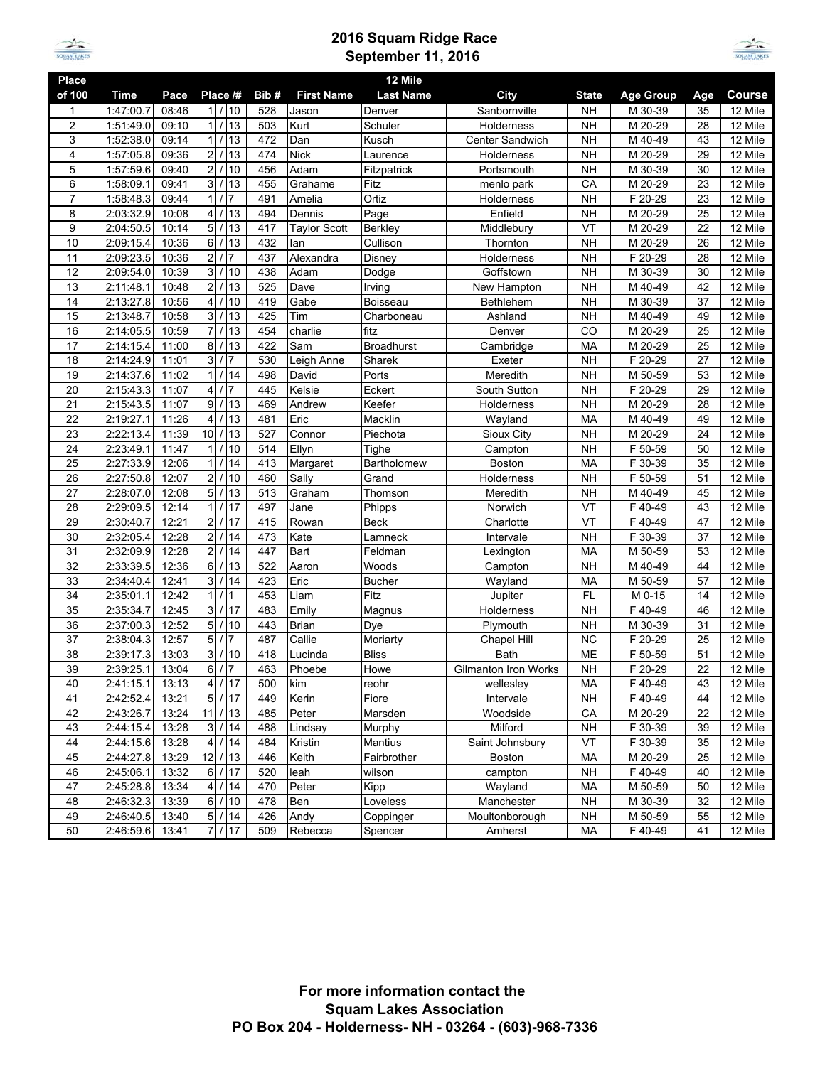# 2016 Squam Ridge Race
## September 11, 2016

| Place of 100 | Time | Pace | Place /# | Bib # | First Name | 12 Mile Last Name | City | State | Age Group | Age | Course |
|---|---|---|---|---|---|---|---|---|---|---|---|
| 1 | 1:47:00.7 | 08:46 | 1 / 10 | 528 | Jason | Denver | Sanbornville | NH | M 30-39 | 35 | 12 Mile |
| 2 | 1:51:49.0 | 09:10 | 1 / 13 | 503 | Kurt | Schuler | Holderness | NH | M 20-29 | 28 | 12 Mile |
| 3 | 1:52:38.0 | 09:14 | 1 / 13 | 472 | Dan | Kusch | Center Sandwich | NH | M 40-49 | 43 | 12 Mile |
| 4 | 1:57:05.8 | 09:36 | 2 / 13 | 474 | Nick | Laurence | Holderness | NH | M 20-29 | 29 | 12 Mile |
| 5 | 1:57:59.6 | 09:40 | 2 / 10 | 456 | Adam | Fitzpatrick | Portsmouth | NH | M 30-39 | 30 | 12 Mile |
| 6 | 1:58:09.1 | 09:41 | 3 / 13 | 455 | Grahame | Fitz | menlo park | CA | M 20-29 | 23 | 12 Mile |
| 7 | 1:58:48.3 | 09:44 | 1 / 7 | 491 | Amelia | Ortiz | Holderness | NH | F 20-29 | 23 | 12 Mile |
| 8 | 2:03:32.9 | 10:08 | 4 / 13 | 494 | Dennis | Page | Enfield | NH | M 20-29 | 25 | 12 Mile |
| 9 | 2:04:50.5 | 10:14 | 5 / 13 | 417 | Taylor Scott | Berkley | Middlebury | VT | M 20-29 | 22 | 12 Mile |
| 10 | 2:09:15.4 | 10:36 | 6 / 13 | 432 | Ian | Cullison | Thornton | NH | M 20-29 | 26 | 12 Mile |
| 11 | 2:09:23.5 | 10:36 | 2 / 7 | 437 | Alexandra | Disney | Holderness | NH | F 20-29 | 28 | 12 Mile |
| 12 | 2:09:54.0 | 10:39 | 3 / 10 | 438 | Adam | Dodge | Goffstown | NH | M 30-39 | 30 | 12 Mile |
| 13 | 2:11:48.1 | 10:48 | 2 / 13 | 525 | Dave | Irving | New Hampton | NH | M 40-49 | 42 | 12 Mile |
| 14 | 2:13:27.8 | 10:56 | 4 / 10 | 419 | Gabe | Boisseau | Bethlehem | NH | M 30-39 | 37 | 12 Mile |
| 15 | 2:13:48.7 | 10:58 | 3 / 13 | 425 | Tim | Charboneau | Ashland | NH | M 40-49 | 49 | 12 Mile |
| 16 | 2:14:05.5 | 10:59 | 7 / 13 | 454 | charlie | fitz | Denver | CO | M 20-29 | 25 | 12 Mile |
| 17 | 2:14:15.4 | 11:00 | 8 / 13 | 422 | Sam | Broadhurst | Cambridge | MA | M 20-29 | 25 | 12 Mile |
| 18 | 2:14:24.9 | 11:01 | 3 / 7 | 530 | Leigh Anne | Sharek | Exeter | NH | F 20-29 | 27 | 12 Mile |
| 19 | 2:14:37.6 | 11:02 | 1 / 14 | 498 | David | Ports | Meredith | NH | M 50-59 | 53 | 12 Mile |
| 20 | 2:15:43.3 | 11:07 | 4 / 7 | 445 | Kelsie | Eckert | South Sutton | NH | F 20-29 | 29 | 12 Mile |
| 21 | 2:15:43.5 | 11:07 | 9 / 13 | 469 | Andrew | Keefer | Holderness | NH | M 20-29 | 28 | 12 Mile |
| 22 | 2:19:27.1 | 11:26 | 4 / 13 | 481 | Eric | Macklin | Wayland | MA | M 40-49 | 49 | 12 Mile |
| 23 | 2:22:13.4 | 11:39 | 10 / 13 | 527 | Connor | Piechota | Sioux City | NH | M 20-29 | 24 | 12 Mile |
| 24 | 2:23:49.1 | 11:47 | 1 / 10 | 514 | Ellyn | Tighe | Campton | NH | F 50-59 | 50 | 12 Mile |
| 25 | 2:27:33.9 | 12:06 | 1 / 14 | 413 | Margaret | Bartholomew | Boston | MA | F 30-39 | 35 | 12 Mile |
| 26 | 2:27:50.8 | 12:07 | 2 / 10 | 460 | Sally | Grand | Holderness | NH | F 50-59 | 51 | 12 Mile |
| 27 | 2:28:07.0 | 12:08 | 5 / 13 | 513 | Graham | Thomson | Meredith | NH | M 40-49 | 45 | 12 Mile |
| 28 | 2:29:09.5 | 12:14 | 1 / 17 | 497 | Jane | Phipps | Norwich | VT | F 40-49 | 43 | 12 Mile |
| 29 | 2:30:40.7 | 12:21 | 2 / 17 | 415 | Rowan | Beck | Charlotte | VT | F 40-49 | 47 | 12 Mile |
| 30 | 2:32:05.4 | 12:28 | 2 / 14 | 473 | Kate | Lamneck | Intervale | NH | F 30-39 | 37 | 12 Mile |
| 31 | 2:32:09.9 | 12:28 | 2 / 14 | 447 | Bart | Feldman | Lexington | MA | M 50-59 | 53 | 12 Mile |
| 32 | 2:33:39.5 | 12:36 | 6 / 13 | 522 | Aaron | Woods | Campton | NH | M 40-49 | 44 | 12 Mile |
| 33 | 2:34:40.4 | 12:41 | 3 / 14 | 423 | Eric | Bucher | Wayland | MA | M 50-59 | 57 | 12 Mile |
| 34 | 2:35:01.1 | 12:42 | 1 / 1 | 453 | Liam | Fitz | Jupiter | FL | M 0-15 | 14 | 12 Mile |
| 35 | 2:35:34.7 | 12:45 | 3 / 17 | 483 | Emily | Magnus | Holderness | NH | F 40-49 | 46 | 12 Mile |
| 36 | 2:37:00.3 | 12:52 | 5 / 10 | 443 | Brian | Dye | Plymouth | NH | M 30-39 | 31 | 12 Mile |
| 37 | 2:38:04.3 | 12:57 | 5 / 7 | 487 | Callie | Moriarty | Chapel Hill | NC | F 20-29 | 25 | 12 Mile |
| 38 | 2:39:17.3 | 13:03 | 3 / 10 | 418 | Lucinda | Bliss | Bath | ME | F 50-59 | 51 | 12 Mile |
| 39 | 2:39:25.1 | 13:04 | 6 / 7 | 463 | Phoebe | Howe | Gilmanton Iron Works | NH | F 20-29 | 22 | 12 Mile |
| 40 | 2:41:15.1 | 13:13 | 4 / 17 | 500 | kim | reohr | wellesley | MA | F 40-49 | 43 | 12 Mile |
| 41 | 2:42:52.4 | 13:21 | 5 / 17 | 449 | Kerin | Fiore | Intervale | NH | F 40-49 | 44 | 12 Mile |
| 42 | 2:43:26.7 | 13:24 | 11 / 13 | 485 | Peter | Marsden | Woodside | CA | M 20-29 | 22 | 12 Mile |
| 43 | 2:44:15.4 | 13:28 | 3 / 14 | 488 | Lindsay | Murphy | Milford | NH | F 30-39 | 39 | 12 Mile |
| 44 | 2:44:15.6 | 13:28 | 4 / 14 | 484 | Kristin | Mantius | Saint Johnsbury | VT | F 30-39 | 35 | 12 Mile |
| 45 | 2:44:27.8 | 13:29 | 12 / 13 | 446 | Keith | Fairbrother | Boston | MA | M 20-29 | 25 | 12 Mile |
| 46 | 2:45:06.1 | 13:32 | 6 / 17 | 520 | leah | wilson | campton | NH | F 40-49 | 40 | 12 Mile |
| 47 | 2:45:28.8 | 13:34 | 4 / 14 | 470 | Peter | Kipp | Wayland | MA | M 50-59 | 50 | 12 Mile |
| 48 | 2:46:32.3 | 13:39 | 6 / 10 | 478 | Ben | Loveless | Manchester | NH | M 30-39 | 32 | 12 Mile |
| 49 | 2:46:40.5 | 13:40 | 5 / 14 | 426 | Andy | Coppinger | Moultonborough | NH | M 50-59 | 55 | 12 Mile |
| 50 | 2:46:59.6 | 13:41 | 7 / 17 | 509 | Rebecca | Spencer | Amherst | MA | F 40-49 | 41 | 12 Mile |

**For more information contact the**
**Squam Lakes Association**
**PO Box 204 - Holderness- NH - 03264 - (603)-968-7336**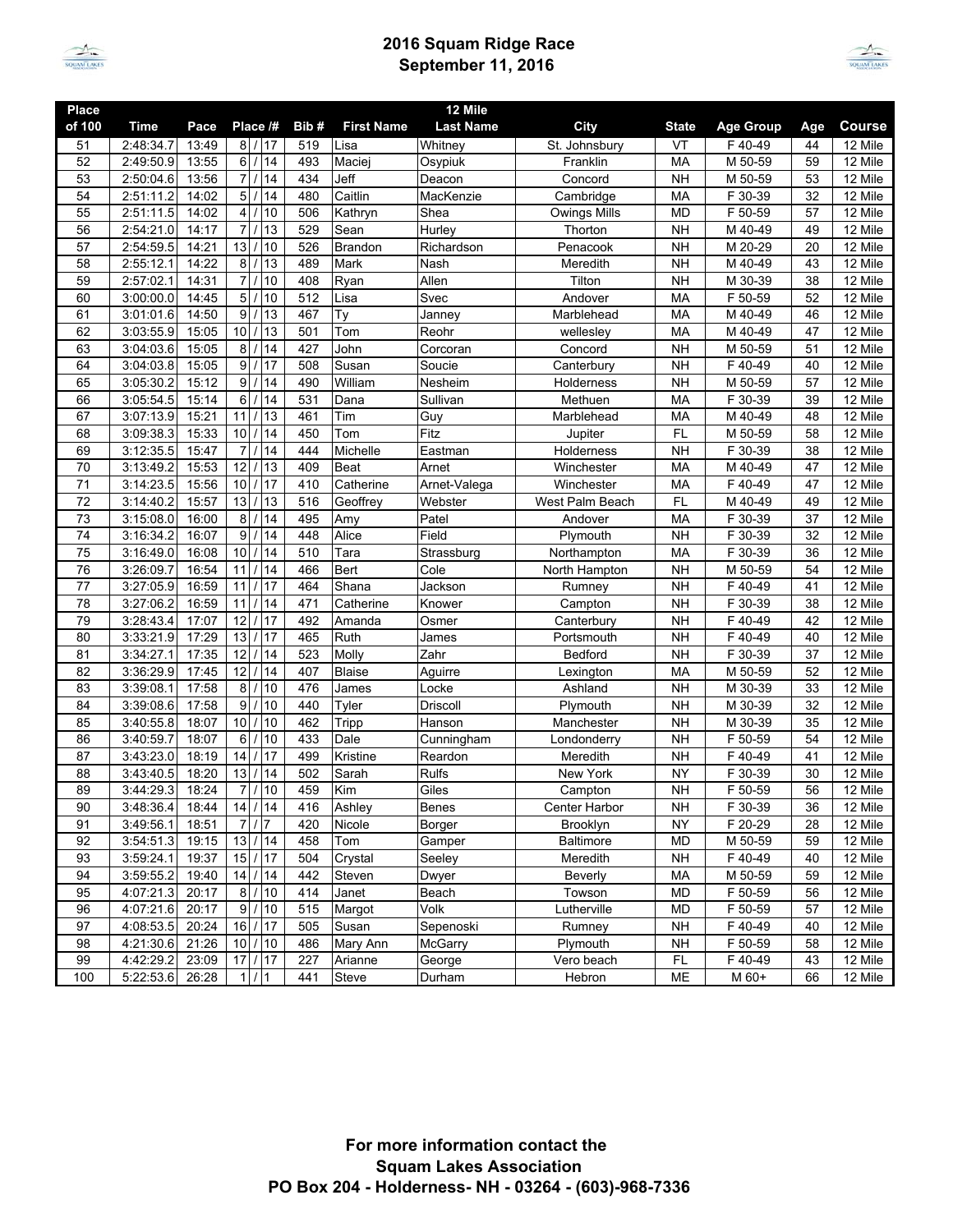# 2016 Squam Ridge Race
## September 11, 2016

| Place of 100 | Time | Pace | Place /# | Bib # | First Name | 12 Mile Last Name | City | State | Age Group | Age | Course |
|---|---|---|---|---|---|---|---|---|---|---|---|
| 51 | 2:48:34.7 | 13:49 | 8 / 17 | 519 | Lisa | Whitney | St. Johnsbury | VT | F 40-49 | 44 | 12 Mile |
| 52 | 2:49:50.9 | 13:55 | 6 / 14 | 493 | Maciej | Osypiuk | Franklin | MA | M 50-59 | 59 | 12 Mile |
| 53 | 2:50:04.6 | 13:56 | 7 / 14 | 434 | Jeff | Deacon | Concord | NH | M 50-59 | 53 | 12 Mile |
| 54 | 2:51:11.2 | 14:02 | 5 / 14 | 480 | Caitlin | MacKenzie | Cambridge | MA | F 30-39 | 32 | 12 Mile |
| 55 | 2:51:11.5 | 14:02 | 4 / 10 | 506 | Kathryn | Shea | Owings Mills | MD | F 50-59 | 57 | 12 Mile |
| 56 | 2:54:21.0 | 14:17 | 7 / 13 | 529 | Sean | Hurley | Thorton | NH | M 40-49 | 49 | 12 Mile |
| 57 | 2:54:59.5 | 14:21 | 13 / 10 | 526 | Brandon | Richardson | Penacook | NH | M 20-29 | 20 | 12 Mile |
| 58 | 2:55:12.1 | 14:22 | 8 / 13 | 489 | Mark | Nash | Meredith | NH | M 40-49 | 43 | 12 Mile |
| 59 | 2:57:02.1 | 14:31 | 7 / 10 | 408 | Ryan | Allen | Tilton | NH | M 30-39 | 38 | 12 Mile |
| 60 | 3:00:00.0 | 14:45 | 5 / 10 | 512 | Lisa | Svec | Andover | MA | F 50-59 | 52 | 12 Mile |
| 61 | 3:01:01.6 | 14:50 | 9 / 13 | 467 | Ty | Janney | Marblehead | MA | M 40-49 | 46 | 12 Mile |
| 62 | 3:03:55.9 | 15:05 | 10 / 13 | 501 | Tom | Reohr | wellesley | MA | M 40-49 | 47 | 12 Mile |
| 63 | 3:04:03.6 | 15:05 | 8 / 14 | 427 | John | Corcoran | Concord | NH | M 50-59 | 51 | 12 Mile |
| 64 | 3:04:03.8 | 15:05 | 9 / 17 | 508 | Susan | Soucie | Canterbury | NH | F 40-49 | 40 | 12 Mile |
| 65 | 3:05:30.2 | 15:12 | 9 / 14 | 490 | William | Nesheim | Holderness | NH | M 50-59 | 57 | 12 Mile |
| 66 | 3:05:54.5 | 15:14 | 6 / 14 | 531 | Dana | Sullivan | Methuen | MA | F 30-39 | 39 | 12 Mile |
| 67 | 3:07:13.9 | 15:21 | 11 / 13 | 461 | Tim | Guy | Marblehead | MA | M 40-49 | 48 | 12 Mile |
| 68 | 3:09:38.3 | 15:33 | 10 / 14 | 450 | Tom | Fitz | Jupiter | FL | M 50-59 | 58 | 12 Mile |
| 69 | 3:12:35.5 | 15:47 | 7 / 14 | 444 | Michelle | Eastman | Holderness | NH | F 30-39 | 38 | 12 Mile |
| 70 | 3:13:49.2 | 15:53 | 12 / 13 | 409 | Beat | Arnet | Winchester | MA | M 40-49 | 47 | 12 Mile |
| 71 | 3:14:23.5 | 15:56 | 10 / 17 | 410 | Catherine | Arnet-Valega | Winchester | MA | F 40-49 | 47 | 12 Mile |
| 72 | 3:14:40.2 | 15:57 | 13 / 13 | 516 | Geoffrey | Webster | West Palm Beach | FL | M 40-49 | 49 | 12 Mile |
| 73 | 3:15:08.0 | 16:00 | 8 / 14 | 495 | Amy | Patel | Andover | MA | F 30-39 | 37 | 12 Mile |
| 74 | 3:16:34.2 | 16:07 | 9 / 14 | 448 | Alice | Field | Plymouth | NH | F 30-39 | 32 | 12 Mile |
| 75 | 3:16:49.0 | 16:08 | 10 / 14 | 510 | Tara | Strassburg | Northampton | MA | F 30-39 | 36 | 12 Mile |
| 76 | 3:26:09.7 | 16:54 | 11 / 14 | 466 | Bert | Cole | North Hampton | NH | M 50-59 | 54 | 12 Mile |
| 77 | 3:27:05.9 | 16:59 | 11 / 17 | 464 | Shana | Jackson | Rumney | NH | F 40-49 | 41 | 12 Mile |
| 78 | 3:27:06.2 | 16:59 | 11 / 14 | 471 | Catherine | Knower | Campton | NH | F 30-39 | 38 | 12 Mile |
| 79 | 3:28:43.4 | 17:07 | 12 / 17 | 492 | Amanda | Osmer | Canterbury | NH | F 40-49 | 42 | 12 Mile |
| 80 | 3:33:21.9 | 17:29 | 13 / 17 | 465 | Ruth | James | Portsmouth | NH | F 40-49 | 40 | 12 Mile |
| 81 | 3:34:27.1 | 17:35 | 12 / 14 | 523 | Molly | Zahr | Bedford | NH | F 30-39 | 37 | 12 Mile |
| 82 | 3:36:29.9 | 17:45 | 12 / 14 | 407 | Blaise | Aguirre | Lexington | MA | M 50-59 | 52 | 12 Mile |
| 83 | 3:39:08.1 | 17:58 | 8 / 10 | 476 | James | Locke | Ashland | NH | M 30-39 | 33 | 12 Mile |
| 84 | 3:39:08.6 | 17:58 | 9 / 10 | 440 | Tyler | Driscoll | Plymouth | NH | M 30-39 | 32 | 12 Mile |
| 85 | 3:40:55.8 | 18:07 | 10 / 10 | 462 | Tripp | Hanson | Manchester | NH | M 30-39 | 35 | 12 Mile |
| 86 | 3:40:59.7 | 18:07 | 6 / 10 | 433 | Dale | Cunningham | Londonderry | NH | F 50-59 | 54 | 12 Mile |
| 87 | 3:43:23.0 | 18:19 | 14 / 17 | 499 | Kristine | Reardon | Meredith | NH | F 40-49 | 41 | 12 Mile |
| 88 | 3:43:40.5 | 18:20 | 13 / 14 | 502 | Sarah | Rulfs | New York | NY | F 30-39 | 30 | 12 Mile |
| 89 | 3:44:29.3 | 18:24 | 7 / 10 | 459 | Kim | Giles | Campton | NH | F 50-59 | 56 | 12 Mile |
| 90 | 3:48:36.4 | 18:44 | 14 / 14 | 416 | Ashley | Benes | Center Harbor | NH | F 30-39 | 36 | 12 Mile |
| 91 | 3:49:56.1 | 18:51 | 7 / 7 | 420 | Nicole | Borger | Brooklyn | NY | F 20-29 | 28 | 12 Mile |
| 92 | 3:54:51.3 | 19:15 | 13 / 14 | 458 | Tom | Gamper | Baltimore | MD | M 50-59 | 59 | 12 Mile |
| 93 | 3:59:24.1 | 19:37 | 15 / 17 | 504 | Crystal | Seeley | Meredith | NH | F 40-49 | 40 | 12 Mile |
| 94 | 3:59:55.2 | 19:40 | 14 / 14 | 442 | Steven | Dwyer | Beverly | MA | M 50-59 | 59 | 12 Mile |
| 95 | 4:07:21.3 | 20:17 | 8 / 10 | 414 | Janet | Beach | Towson | MD | F 50-59 | 56 | 12 Mile |
| 96 | 4:07:21.6 | 20:17 | 9 / 10 | 515 | Margot | Volk | Lutherville | MD | F 50-59 | 57 | 12 Mile |
| 97 | 4:08:53.5 | 20:24 | 16 / 17 | 505 | Susan | Sepenoski | Rumney | NH | F 40-49 | 40 | 12 Mile |
| 98 | 4:21:30.6 | 21:26 | 10 / 10 | 486 | Mary Ann | McGarry | Plymouth | NH | F 50-59 | 58 | 12 Mile |
| 99 | 4:42:29.2 | 23:09 | 17 / 17 | 227 | Arianne | George | Vero beach | FL | F 40-49 | 43 | 12 Mile |
| 100 | 5:22:53.6 | 26:28 | 1 / 1 | 441 | Steve | Durham | Hebron | ME | M 60+ | 66 | 12 Mile |

**For more information contact the**
**Squam Lakes Association**
**PO Box 204 - Holderness- NH - 03264 - (603)-968-7336**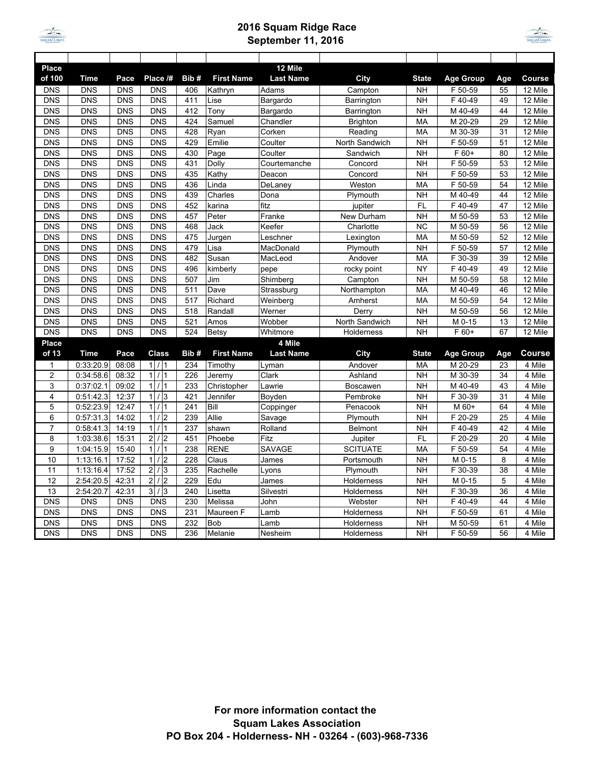# 2016 Squam Ridge Race
## September 11, 2016

| Place of 100 | Time | Pace | Place /# | Bib # | First Name | 12 Mile Last Name | City | State | Age Group | Age | Course |
|---|---|---|---|---|---|---|---|---|---|---|---|
| DNS | DNS | DNS | DNS | 406 | Kathryn | Adams | Campton | NH | F 50-59 | 55 | 12 Mile |
| DNS | DNS | DNS | DNS | 411 | Lise | Bargardo | Barrington | NH | F 40-49 | 49 | 12 Mile |
| DNS | DNS | DNS | DNS | 412 | Tony | Bargardo | Barrington | NH | M 40-49 | 44 | 12 Mile |
| DNS | DNS | DNS | DNS | 424 | Samuel | Chandler | Brighton | MA | M 20-29 | 29 | 12 Mile |
| DNS | DNS | DNS | DNS | 428 | Ryan | Corken | Reading | MA | M 30-39 | 31 | 12 Mile |
| DNS | DNS | DNS | DNS | 429 | Emilie | Coulter | North Sandwich | NH | F 50-59 | 51 | 12 Mile |
| DNS | DNS | DNS | DNS | 430 | Page | Coulter | Sandwich | NH | F 60+ | 80 | 12 Mile |
| DNS | DNS | DNS | DNS | 431 | Dolly | Courtemanche | Concord | NH | F 50-59 | 53 | 12 Mile |
| DNS | DNS | DNS | DNS | 435 | Kathy | Deacon | Concord | NH | F 50-59 | 53 | 12 Mile |
| DNS | DNS | DNS | DNS | 436 | Linda | DeLaney | Weston | MA | F 50-59 | 54 | 12 Mile |
| DNS | DNS | DNS | DNS | 439 | Charles | Dona | Plymouth | NH | M 40-49 | 44 | 12 Mile |
| DNS | DNS | DNS | DNS | 452 | karina | fitz | jupiter | FL | F 40-49 | 47 | 12 Mile |
| DNS | DNS | DNS | DNS | 457 | Peter | Franke | New Durham | NH | M 50-59 | 53 | 12 Mile |
| DNS | DNS | DNS | DNS | 468 | Jack | Keefer | Charlotte | NC | M 50-59 | 56 | 12 Mile |
| DNS | DNS | DNS | DNS | 475 | Jurgen | Leschner | Lexington | MA | M 50-59 | 52 | 12 Mile |
| DNS | DNS | DNS | DNS | 479 | Lisa | MacDonald | Plymouth | NH | F 50-59 | 57 | 12 Mile |
| DNS | DNS | DNS | DNS | 482 | Susan | MacLeod | Andover | MA | F 30-39 | 39 | 12 Mile |
| DNS | DNS | DNS | DNS | 496 | kimberly | pepe | rocky point | NY | F 40-49 | 49 | 12 Mile |
| DNS | DNS | DNS | DNS | 507 | Jim | Shimberg | Campton | NH | M 50-59 | 58 | 12 Mile |
| DNS | DNS | DNS | DNS | 511 | Dave | Strassburg | Northampton | MA | M 40-49 | 46 | 12 Mile |
| DNS | DNS | DNS | DNS | 517 | Richard | Weinberg | Amherst | MA | M 50-59 | 54 | 12 Mile |
| DNS | DNS | DNS | DNS | 518 | Randall | Werner | Derry | NH | M 50-59 | 56 | 12 Mile |
| DNS | DNS | DNS | DNS | 521 | Amos | Wobber | North Sandwich | NH | M 0-15 | 13 | 12 Mile |
| DNS | DNS | DNS | DNS | 524 | Betsy | Whitmore | Holderness | NH | F 60+ | 67 | 12 Mile |

| Place of 13 | Time | Pace | Class | Bib # | First Name | 4 Mile Last Name | City | State | Age Group | Age | Course |
|---|---|---|---|---|---|---|---|---|---|---|---|
| 1 | 0:33:20.9 | 08:08 | 1 / 1 | 234 | Timothy | Lyman | Andover | MA | M 20-29 | 23 | 4 Mile |
| 2 | 0:34:58.6 | 08:32 | 1 / 1 | 226 | Jeremy | Clark | Ashland | NH | M 30-39 | 34 | 4 Mile |
| 3 | 0:37:02.1 | 09:02 | 1 / 1 | 233 | Christopher | Lawrie | Boscawen | NH | M 40-49 | 43 | 4 Mile |
| 4 | 0:51:42.3 | 12:37 | 1 / 3 | 421 | Jennifer | Boyden | Pembroke | NH | F 30-39 | 31 | 4 Mile |
| 5 | 0:52:23.9 | 12:47 | 1 / 1 | 241 | Bill | Coppinger | Penacook | NH | M 60+ | 64 | 4 Mile |
| 6 | 0:57:31.3 | 14:02 | 1 / 2 | 239 | Allie | Savage | Plymouth | NH | F 20-29 | 25 | 4 Mile |
| 7 | 0:58:41.3 | 14:19 | 1 / 1 | 237 | shawn | Rolland | Belmont | NH | F 40-49 | 42 | 4 Mile |
| 8 | 1:03:38.6 | 15:31 | 2 / 2 | 451 | Phoebe | Fitz | Jupiter | FL | F 20-29 | 20 | 4 Mile |
| 9 | 1:04:15.9 | 15:40 | 1 / 1 | 238 | RENE | SAVAGE | SCITUATE | MA | F 50-59 | 54 | 4 Mile |
| 10 | 1:13:16.1 | 17:52 | 1 / 2 | 228 | Claus | James | Portsmouth | NH | M 0-15 | 8 | 4 Mile |
| 11 | 1:13:16.4 | 17:52 | 2 / 3 | 235 | Rachelle | Lyons | Plymouth | NH | F 30-39 | 38 | 4 Mile |
| 12 | 2:54:20.5 | 42:31 | 2 / 2 | 229 | Edu | James | Holderness | NH | M 0-15 | 5 | 4 Mile |
| 13 | 2:54:20.7 | 42:31 | 3 / 3 | 240 | Lisetta | Silvestri | Holderness | NH | F 30-39 | 36 | 4 Mile |
| DNS | DNS | DNS | DNS | 230 | Melissa | John | Webster | NH | F 40-49 | 44 | 4 Mile |
| DNS | DNS | DNS | DNS | 231 | Maureen F | Lamb | Holderness | NH | F 50-59 | 61 | 4 Mile |
| DNS | DNS | DNS | DNS | 232 | Bob | Lamb | Holderness | NH | M 50-59 | 61 | 4 Mile |
| DNS | DNS | DNS | DNS | 236 | Melanie | Nesheim | Holderness | NH | F 50-59 | 56 | 4 Mile |

**For more information contact the**
**Squam Lakes Association**
**PO Box 204 - Holderness- NH - 03264 - (603)-968-7336**